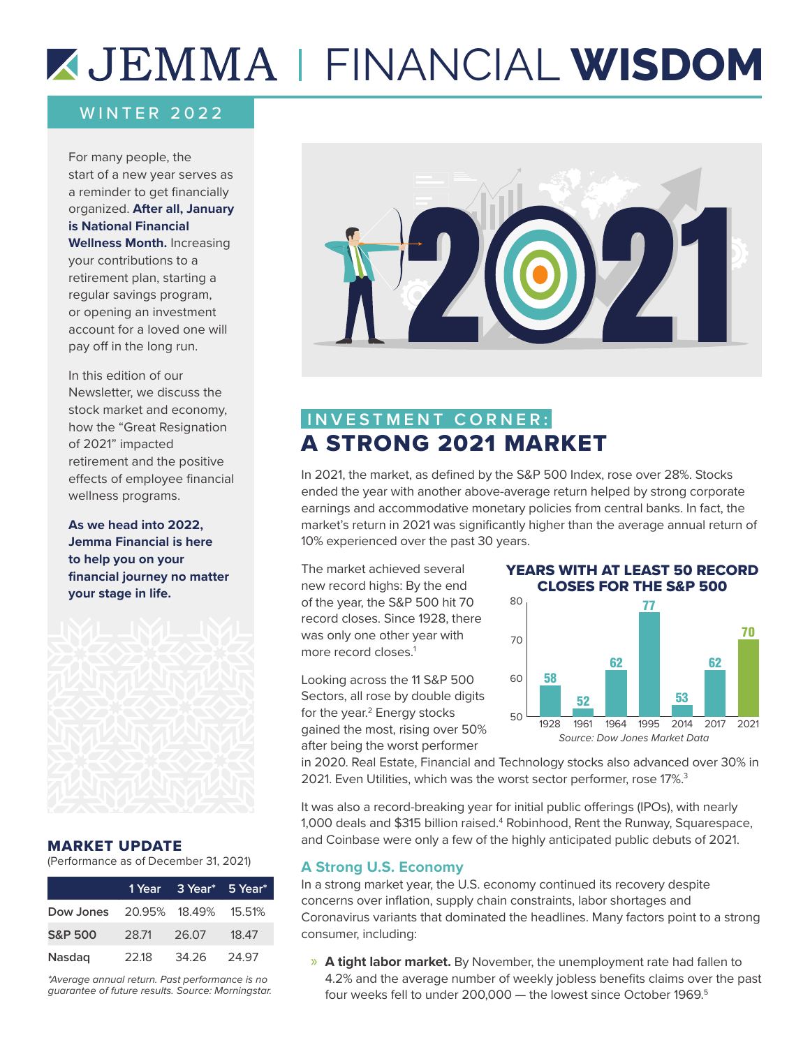# JEMMA | FINANCIAL WISDOM

WINTER 2022

For many people, the start of a new year serves as a reminder to get financially organized. **After all, January is National Financial Wellness Month.** Increasing your contributions to a retirement plan, starting a regular savings program, or opening an investment account for a loved one will pay off in the long run.

In this edition of our Newsletter, we discuss the stock market and economy, how the "Great Resignation of 2021" impacted retirement and the positive effects of employee financial wellness programs.

**As we head into 2022, Jemma Financial is here to help you on your financial journey no matter your stage in life.**

## MARKET UPDATE

(Performance as of December 31, 2021)

| | 1 Year | 3 Year* | 5 Year* |
|---|---|---|---|
| Dow Jones | 20.95% | 18.49% | 15.51% |
| S&P 500 | 28.71 | 26.07 | 18.47 |
| Nasdaq | 22.18 | 34.26 | 24.97 |

*\*Average annual return. Past performance is no guarantee of future results. Source: Morningstar.*

## INVESTMENT CORNER: A STRONG 2021 MARKET

In 2021, the market, as defined by the S&P 500 Index, rose over 28%. Stocks ended the year with another above-average return helped by strong corporate earnings and accommodative monetary policies from central banks. In fact, the market's return in 2021 was significantly higher than the average annual return of 10% experienced over the past 30 years.

The market achieved several new record highs: By the end of the year, the S&P 500 hit 70 record closes. Since 1928, there was only one other year with more record closes.[1]

**YEARS WITH AT LEAST 50 RECORD CLOSES FOR THE S&P 500**

| Year | Record Closes |
|---|---|
| 1928 | 58 |
| 1961 | 52 |
| 1964 | 62 |
| 1995 | 77 |
| 2014 | 53 |
| 2017 | 62 |
| 2021 | 70 |

*Source: Dow Jones Market Data*

Looking across the 11 S&P 500 Sectors, all rose by double digits for the year.[2] Energy stocks gained the most, rising over 50% after being the worst performer in 2020. Real Estate, Financial and Technology stocks also advanced over 30% in 2021. Even Utilities, which was the worst sector performer, rose 17%.[3]

It was also a record-breaking year for initial public offerings (IPOs), with nearly 1,000 deals and $315 billion raised.[4] Robinhood, Rent the Runway, Squarespace, and Coinbase were only a few of the highly anticipated public debuts of 2021.

### A Strong U.S. Economy

In a strong market year, the U.S. economy continued its recovery despite concerns over inflation, supply chain constraints, labor shortages and Coronavirus variants that dominated the headlines. Many factors point to a strong consumer, including:

- **A tight labor market.** By November, the unemployment rate had fallen to 4.2% and the average number of weekly jobless benefits claims over the past four weeks fell to under 200,000 — the lowest since October 1969.[5]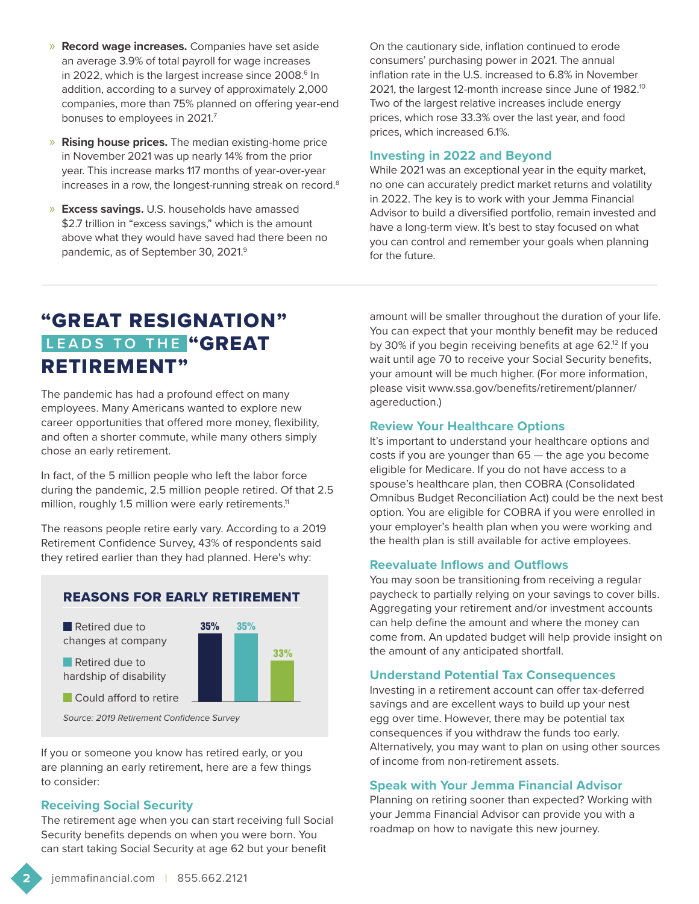- **Record wage increases.** Companies have set aside an average 3.9% of total payroll for wage increases in 2022, which is the largest increase since 2008.[6] In addition, according to a survey of approximately 2,000 companies, more than 75% planned on offering year-end bonuses to employees in 2021.[7]
- **Rising house prices.** The median existing-home price in November 2021 was up nearly 14% from the prior year. This increase marks 117 months of year-over-year increases in a row, the longest-running streak on record.[8]
- **Excess savings.** U.S. households have amassed $2.7 trillion in "excess savings," which is the amount above what they would have saved had there been no pandemic, as of September 30, 2021.[9]

On the cautionary side, inflation continued to erode consumers' purchasing power in 2021. The annual inflation rate in the U.S. increased to 6.8% in November 2021, the largest 12-month increase since June of 1982.[10] Two of the largest relative increases include energy prices, which rose 33.3% over the last year, and food prices, which increased 6.1%.

### Investing in 2022 and Beyond

While 2021 was an exceptional year in the equity market, no one can accurately predict market returns and volatility in 2022. The key is to work with your Jemma Financial Advisor to build a diversified portfolio, remain invested and have a long-term view. It's best to stay focused on what you can control and remember your goals when planning for the future.

## "GREAT RESIGNATION" LEADS TO THE "GREAT RETIREMENT"

The pandemic has had a profound effect on many employees. Many Americans wanted to explore new career opportunities that offered more money, flexibility, and often a shorter commute, while many others simply chose an early retirement.

In fact, of the 5 million people who left the labor force during the pandemic, 2.5 million people retired. Of that 2.5 million, roughly 1.5 million were early retirements.[11]

The reasons people retire early vary. According to a 2019 Retirement Confidence Survey, 43% of respondents said they retired earlier than they had planned. Here's why:

**REASONS FOR EARLY RETIREMENT**

| Reason | Percentage |
| --- | --- |
| Retired due to changes at company | 35% |
| Retired due to hardship of disability | 35% |
| Could afford to retire | 33% |

*Source: 2019 Retirement Confidence Survey*

If you or someone you know has retired early, or you are planning an early retirement, here are a few things to consider:

### Receiving Social Security

The retirement age when you can start receiving full Social Security benefits depends on when you were born. You can start taking Social Security at age 62 but your benefit amount will be smaller throughout the duration of your life. You can expect that your monthly benefit may be reduced by 30% if you begin receiving benefits at age 62.[12] If you wait until age 70 to receive your Social Security benefits, your amount will be much higher. (For more information, please visit www.ssa.gov/benefits/retirement/planner/agereduction.)

### Review Your Healthcare Options

It's important to understand your healthcare options and costs if you are younger than 65 — the age you become eligible for Medicare. If you do not have access to a spouse's healthcare plan, then COBRA (Consolidated Omnibus Budget Reconciliation Act) could be the next best option. You are eligible for COBRA if you were enrolled in your employer's health plan when you were working and the health plan is still available for active employees.

### Reevaluate Inflows and Outflows

You may soon be transitioning from receiving a regular paycheck to partially relying on your savings to cover bills. Aggregating your retirement and/or investment accounts can help define the amount and where the money can come from. An updated budget will help provide insight on the amount of any anticipated shortfall.

### Understand Potential Tax Consequences

Investing in a retirement account can offer tax-deferred savings and are excellent ways to build up your nest egg over time. However, there may be potential tax consequences if you withdraw the funds too early. Alternatively, you may want to plan on using other sources of income from non-retirement assets.

### Speak with Your Jemma Financial Advisor

Planning on retiring sooner than expected? Working with your Jemma Financial Advisor can provide you with a roadmap on how to navigate this new journey.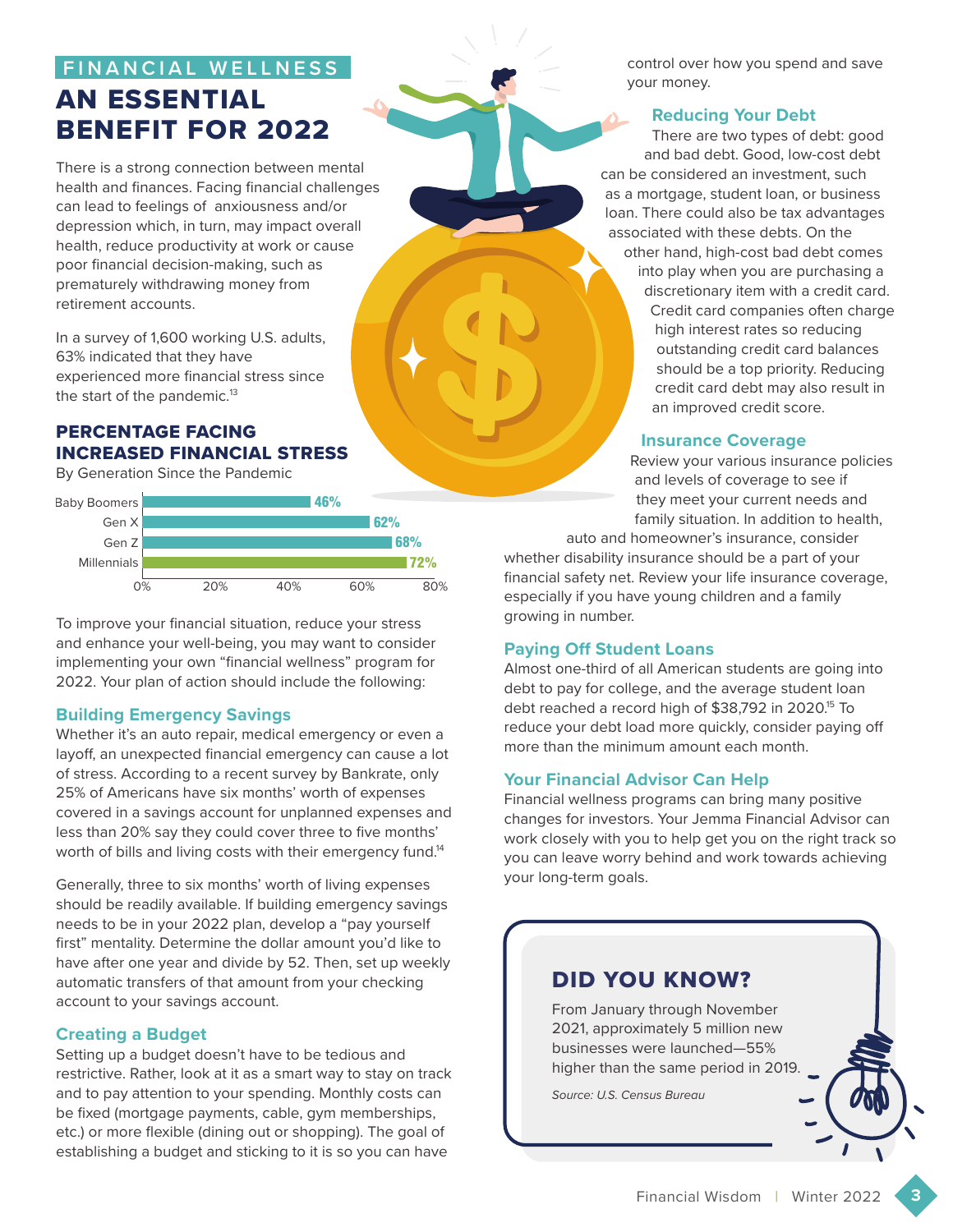FINANCIAL WELLNESS

# AN ESSENTIAL BENEFIT FOR 2022

There is a strong connection between mental health and finances. Facing financial challenges can lead to feelings of anxiousness and/or depression which, in turn, may impact overall health, reduce productivity at work or cause poor financial decision-making, such as prematurely withdrawing money from retirement accounts.

In a survey of 1,600 working U.S. adults, 63% indicated that they have experienced more financial stress since the start of the pandemic.[13]

### PERCENTAGE FACING INCREASED FINANCIAL STRESS

By Generation Since the Pandemic

| Generation | Percentage |
|---|---|
| Baby Boomers | 46% |
| Gen X | 62% |
| Gen Z | 68% |
| Millennials | 72% |

To improve your financial situation, reduce your stress and enhance your well-being, you may want to consider implementing your own "financial wellness" program for 2022. Your plan of action should include the following:

### Building Emergency Savings

Whether it's an auto repair, medical emergency or even a layoff, an unexpected financial emergency can cause a lot of stress. According to a recent survey by Bankrate, only 25% of Americans have six months' worth of expenses covered in a savings account for unplanned expenses and less than 20% say they could cover three to five months' worth of bills and living costs with their emergency fund.[14]

Generally, three to six months' worth of living expenses should be readily available. If building emergency savings needs to be in your 2022 plan, develop a "pay yourself first" mentality. Determine the dollar amount you'd like to have after one year and divide by 52. Then, set up weekly automatic transfers of that amount from your checking account to your savings account.

### Creating a Budget

Setting up a budget doesn't have to be tedious and restrictive. Rather, look at it as a smart way to stay on track and to pay attention to your spending. Monthly costs can be fixed (mortgage payments, cable, gym memberships, etc.) or more flexible (dining out or shopping). The goal of establishing a budget and sticking to it is so you can have control over how you spend and save your money.

### Reducing Your Debt

There are two types of debt: good and bad debt. Good, low-cost debt can be considered an investment, such as a mortgage, student loan, or business loan. There could also be tax advantages associated with these debts. On the other hand, high-cost bad debt comes into play when you are purchasing a discretionary item with a credit card. Credit card companies often charge high interest rates so reducing outstanding credit card balances should be a top priority. Reducing credit card debt may also result in an improved credit score.

### Insurance Coverage

Review your various insurance policies and levels of coverage to see if they meet your current needs and family situation. In addition to health, auto and homeowner's insurance, consider whether disability insurance should be a part of your financial safety net. Review your life insurance coverage, especially if you have young children and a family growing in number.

### Paying Off Student Loans

Almost one-third of all American students are going into debt to pay for college, and the average student loan debt reached a record high of $38,792 in 2020.[15] To reduce your debt load more quickly, consider paying off more than the minimum amount each month.

### Your Financial Advisor Can Help

Financial wellness programs can bring many positive changes for investors. Your Jemma Financial Advisor can work closely with you to help get you on the right track so you can leave worry behind and work towards achieving your long-term goals.

## DID YOU KNOW?

From January through November 2021, approximately 5 million new businesses were launched—55% higher than the same period in 2019.

*Source: U.S. Census Bureau*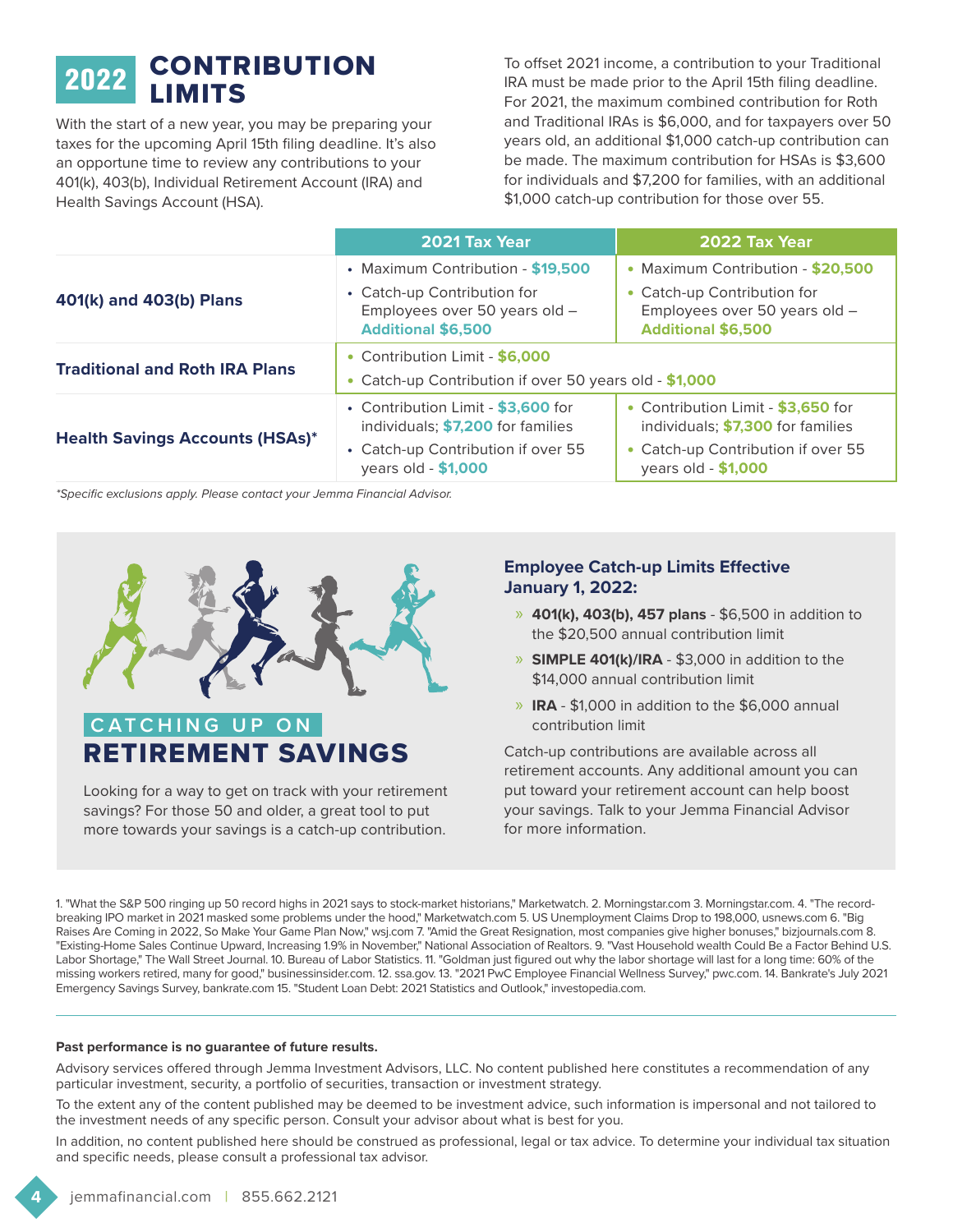# 2022 CONTRIBUTION LIMITS

With the start of a new year, you may be preparing your taxes for the upcoming April 15th filing deadline. It's also an opportune time to review any contributions to your 401(k), 403(b), Individual Retirement Account (IRA) and Health Savings Account (HSA).

To offset 2021 income, a contribution to your Traditional IRA must be made prior to the April 15th filing deadline. For 2021, the maximum combined contribution for Roth and Traditional IRAs is $6,000, and for taxpayers over 50 years old, an additional $1,000 catch-up contribution can be made. The maximum contribution for HSAs is $3,600 for individuals and $7,200 for families, with an additional $1,000 catch-up contribution for those over 55.

| | 2021 Tax Year | 2022 Tax Year |
|---|---|---|
| **401(k) and 403(b) Plans** | • Maximum Contribution - **$19,500**<br>• Catch-up Contribution for Employees over 50 years old – **Additional $6,500** | • Maximum Contribution - **$20,500**<br>• Catch-up Contribution for Employees over 50 years old – **Additional $6,500** |
| **Traditional and Roth IRA Plans** | • Contribution Limit - **$6,000**<br>• Catch-up Contribution if over 50 years old - **$1,000** | |
| **Health Savings Accounts (HSAs)*** | • Contribution Limit - **$3,600** for individuals; **$7,200** for families<br>• Catch-up Contribution if over 55 years old - **$1,000** | • Contribution Limit - **$3,650** for individuals; **$7,300** for families<br>• Catch-up Contribution if over 55 years old - **$1,000** |

*Specific exclusions apply. Please contact your Jemma Financial Advisor.*

## CATCHING UP ON RETIREMENT SAVINGS

Looking for a way to get on track with your retirement savings? For those 50 and older, a great tool to put more towards your savings is a catch-up contribution.

### Employee Catch-up Limits Effective January 1, 2022:

- **401(k), 403(b), 457 plans** - $6,500 in addition to the $20,500 annual contribution limit
- **SIMPLE 401(k)/IRA** - $3,000 in addition to the $14,000 annual contribution limit
- **IRA** - $1,000 in addition to the $6,000 annual contribution limit

Catch-up contributions are available across all retirement accounts. Any additional amount you can put toward your retirement account can help boost your savings. Talk to your Jemma Financial Advisor for more information.

1. "What the S&P 500 ringing up 50 record highs in 2021 says to stock-market historians," Marketwatch. 2. Morningstar.com 3. Morningstar.com. 4. "The record-breaking IPO market in 2021 masked some problems under the hood," Marketwatch.com 5. US Unemployment Claims Drop to 198,000, usnews.com 6. "Big Raises Are Coming in 2022, So Make Your Game Plan Now," wsj.com 7. "Amid the Great Resignation, most companies give higher bonuses," bizjournals.com 8. "Existing-Home Sales Continue Upward, Increasing 1.9% in November," National Association of Realtors. 9. "Vast Household wealth Could Be a Factor Behind U.S. Labor Shortage," The Wall Street Journal. 10. Bureau of Labor Statistics. 11. "Goldman just figured out why the labor shortage will last for a long time: 60% of the missing workers retired, many for good," businessinsider.com. 12. ssa.gov. 13. "2021 PwC Employee Financial Wellness Survey," pwc.com. 14. Bankrate's July 2021 Emergency Savings Survey, bankrate.com 15. "Student Loan Debt: 2021 Statistics and Outlook," investopedia.com.

**Past performance is no guarantee of future results.**

Advisory services offered through Jemma Investment Advisors, LLC. No content published here constitutes a recommendation of any particular investment, security, a portfolio of securities, transaction or investment strategy.

To the extent any of the content published may be deemed to be investment advice, such information is impersonal and not tailored to the investment needs of any specific person. Consult your advisor about what is best for you.

In addition, no content published here should be construed as professional, legal or tax advice. To determine your individual tax situation and specific needs, please consult a professional tax advisor.

jemmafinancial.com | 855.662.2121